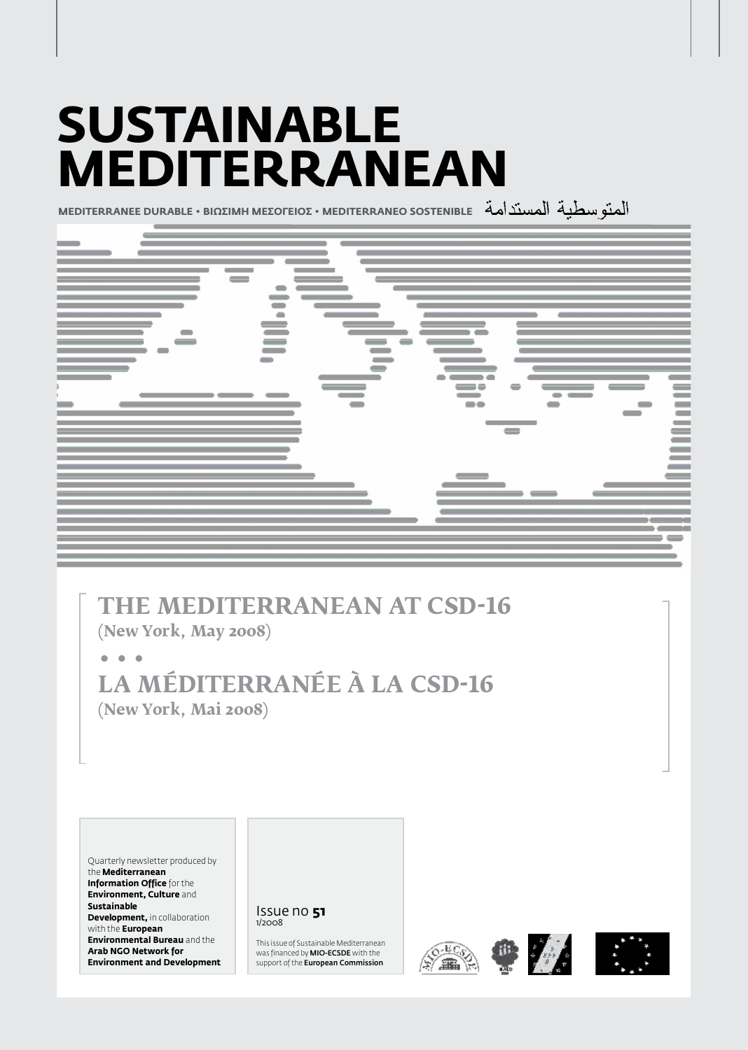# SUSTAINABLE MEDITERRANEAN

MEDITERRANEE DURABLE • ΒΙΩΣΙΜΗ ΜΕΣΟΓΕΙΟΣ • MEDITERRANEO SOSTENIBLE المتوسطية المستدامة

## THE MEDITERRANEAN AT CSD-16

(New York, May 2008)

• • •

## LA MÉDITERRANÉE À LA CSD-16

(New York, Mai 2008)

Quarterly newsletter produced by the **Mediterranean Information Office** for the **Environment, Culture** and **Sustainable Development,** in collaboration with the **European Environmental Bureau** and the **Arab NGO Network for Environment and Development**

Issue no **51**
1/2008

This issue of Sustainable Mediterranean was financed by **MIO-ECSDE** with the support of the **European Commission**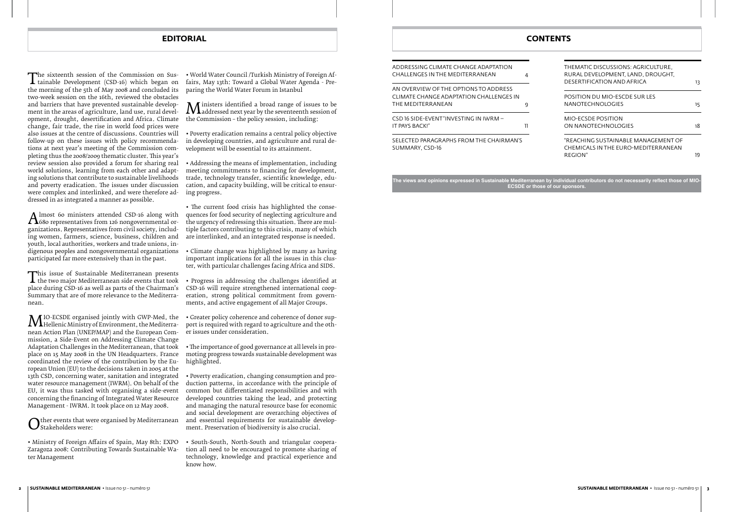# EDITORIAL

The sixteenth session of the Commission on Sustainable Development (CSD-16) which began on the morning of the 5th of May 2008 and concluded its two-week session on the 16th, reviewed the obstacles and barriers that have prevented sustainable development in the areas of agriculture, land use, rural development, drought, desertification and Africa. Climate change, fair trade, the rise in world food prices were also issues at the centre of discussions. Countries will follow-up on these issues with policy recommendations at next year's meeting of the Commission completing thus the 2008/2009 thematic cluster. This year's review session also provided a forum for sharing real world solutions, learning from each other and adapting solutions that contribute to sustainable livelihoods and poverty eradication. The issues under discussion were complex and interlinked, and were therefore addressed in as integrated a manner as possible.

Almost 60 ministers attended CSD-16 along with 680 representatives from 126 nongovernmental organizations. Representatives from civil society, including women, farmers, science, business, children and youth, local authorities, workers and trade unions, indigenous peoples and nongovernmental organizations participated far more extensively than in the past.

This issue of Sustainable Mediterranean presents the two major Mediterranean side events that took place during CSD-16 as well as parts of the Chairman's Summary that are of more relevance to the Mediterranean.

MIO-ECSDE organised jointly with GWP-Med, the Hellenic Ministry of Environment, the Mediterranean Action Plan (UNEP/MAP) and the European Commission, a Side-Event on Addressing Climate Change Adaptation Challenges in the Mediterranean, that took place on 15 May 2008 in the UN Headquarters. France coordinated the review of the contribution by the European Union (EU) to the decisions taken in 2005 at the 13th CSD, concerning water, sanitation and integrated water resource management (IWRM). On behalf of the EU, it was thus tasked with organising a side-event concerning the financing of Integrated Water Resource Management - IWRM. It took place on 12 May 2008.

Other events that were organised by Mediterranean Stakeholders were:

- Ministry of Foreign Affairs of Spain, May 8th: EXPO Zaragoza 2008: Contributing Towards Sustainable Water Management
- World Water Council /Turkish Ministry of Foreign Affairs, May 13th: Toward a Global Water Agenda - Preparing the World Water Forum in Istanbul

Ministers identified a broad range of issues to be addressed next year by the seventeenth session of the Commission – the policy session, including:

- Poverty eradication remains a central policy objective in developing countries, and agriculture and rural development will be essential to its attainment.
- Addressing the means of implementation, including meeting commitments to financing for development, trade, technology transfer, scientific knowledge, education, and capacity building, will be critical to ensuring progress.
- The current food crisis has highlighted the consequences for food security of neglecting agriculture and the urgency of redressing this situation. There are multiple factors contributing to this crisis, many of which are interlinked, and an integrated response is needed.
- Climate change was highlighted by many as having important implications for all the issues in this cluster, with particular challenges facing Africa and SIDS.
- Progress in addressing the challenges identified at CSD-16 will require strengthened international cooperation, strong political commitment from governments, and active engagement of all Major Groups.
- Greater policy coherence and coherence of donor support is required with regard to agriculture and the other issues under consideration.
- The importance of good governance at all levels in promoting progress towards sustainable development was highlighted.
- Poverty eradication, changing consumption and production patterns, in accordance with the principle of common but differentiated responsibilities and with developed countries taking the lead, and protecting and managing the natural resource base for economic and social development are overarching objectives of and essential requirements for sustainable development. Preservation of biodiversity is also crucial.
- South-South, North-South and triangular cooperation all need to be encouraged to promote sharing of technology, knowledge and practical experience and know how.

# CONTENTS

| | |
|---|---|
| ADDRESSING CLIMATE CHANGE ADAPTATION CHALLENGES IN THE MEDITERRANEAN | 4 |
| AN OVERVIEW OF THE OPTIONS TO ADDRESS CLIMATE CHANGE ADAPTATION CHALLENGES IN THE MEDITERRANEAN | 9 |
| CSD 16 SIDE-EVENT "INVESTING IN IWRM – IT PAYS BACK!" | 11 |
| SELECTED PARAGRAPHS FROM THE CHAIRMAN'S SUMMARY, CSD-16 | |
| THEMATIC DISCUSSIONS: AGRICULTURE, RURAL DEVELOPMENT, LAND, DROUGHT, DESERTIFICATION AND AFRICA | 13 |
| POSITION DU MIO-ESCDE SUR LES NANOTECHNOLOGIES | 15 |
| MIO-ECSDE POSITION ON NANOTECHNOLOGIES | 18 |
| "REACHING SUSTAINABLE MANAGEMENT OF CHEMICALS IN THE EURO-MEDITERRANEAN REGION" | 19 |

**The views and opinions expressed in Sustainable Mediterranean by individual contributors do not necessarily reflect those of MIO-ECSDE or those of our sponsors.**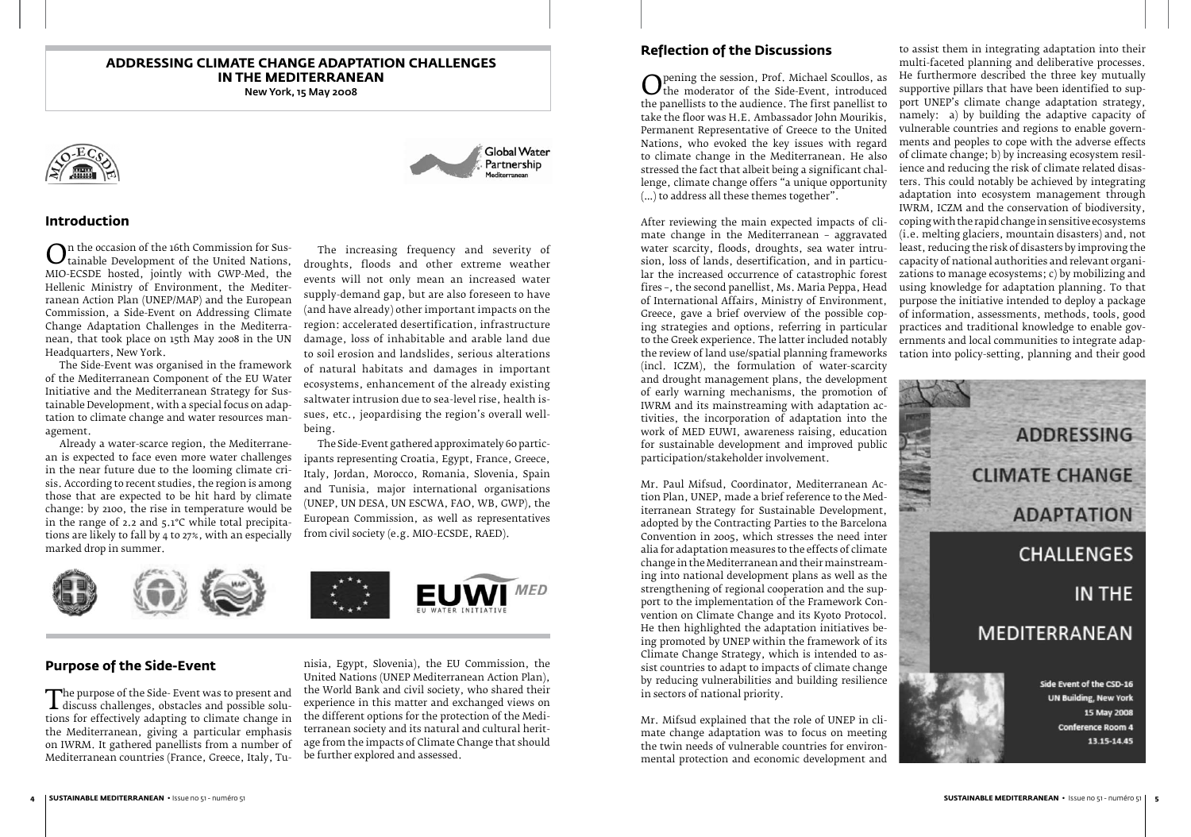# ADDRESSING CLIMATE CHANGE ADAPTATION CHALLENGES IN THE MEDITERRANEAN

New York, 15 May 2008

## Introduction

On the occasion of the 16th Commission for Sustainable Development of the United Nations, MIO-ECSDE hosted, jointly with GWP-Med, the Hellenic Ministry of Environment, the Mediterranean Action Plan (UNEP/MAP) and the European Commission, a Side-Event on Addressing Climate Change Adaptation Challenges in the Mediterranean, that took place on 15th May 2008 in the UN Headquarters, New York.

The Side-Event was organised in the framework of the Mediterranean Component of the EU Water Initiative and the Mediterranean Strategy for Sustainable Development, with a special focus on adaptation to climate change and water resources management.

Already a water-scarce region, the Mediterranean is expected to face even more water challenges in the near future due to the looming climate crisis. According to recent studies, the region is among those that are expected to be hit hard by climate change: by 2100, the rise in temperature would be in the range of 2.2 and 5.1°C while total precipitations are likely to fall by 4 to 27%, with an especially marked drop in summer.

The increasing frequency and severity of droughts, floods and other extreme weather events will not only mean an increased water supply-demand gap, but are also foreseen to have (and have already) other important impacts on the region: accelerated desertification, infrastructure damage, loss of inhabitable and arable land due to soil erosion and landslides, serious alterations of natural habitats and damages in important ecosystems, enhancement of the already existing saltwater intrusion due to sea-level rise, health issues, etc., jeopardising the region's overall well-being.

The Side-Event gathered approximately 60 participants representing Croatia, Egypt, France, Greece, Italy, Jordan, Morocco, Romania, Slovenia, Spain and Tunisia, major international organisations (UNEP, UN DESA, UN ESCWA, FAO, WB, GWP), the European Commission, as well as representatives from civil society (e.g. MIO-ECSDE, RAED).

## Purpose of the Side-Event

The purpose of the Side- Event was to present and discuss challenges, obstacles and possible solutions for effectively adapting to climate change in the Mediterranean, giving a particular emphasis on IWRM. It gathered panellists from a number of Mediterranean countries (France, Greece, Italy, Tunisia, Egypt, Slovenia), the EU Commission, the United Nations (UNEP Mediterranean Action Plan), the World Bank and civil society, who shared their experience in this matter and exchanged views on the different options for the protection of the Mediterranean society and its natural and cultural heritage from the impacts of Climate Change that should be further explored and assessed.

## Reflection of the Discussions

Opening the session, Prof. Michael Scoullos, as the moderator of the Side-Event, introduced the panellists to the audience. The first panellist to take the floor was H.E. Ambassador John Mourikis, Permanent Representative of Greece to the United Nations, who evoked the key issues with regard to climate change in the Mediterranean. He also stressed the fact that albeit being a significant challenge, climate change offers "a unique opportunity (...) to address all these themes together".

After reviewing the main expected impacts of climate change in the Mediterranean – aggravated water scarcity, floods, droughts, sea water intrusion, loss of lands, desertification, and in particular the increased occurrence of catastrophic forest fires –, the second panellist, Ms. Maria Peppa, Head of International Affairs, Ministry of Environment, Greece, gave a brief overview of the possible coping strategies and options, referring in particular to the Greek experience. The latter included notably the review of land use/spatial planning frameworks (incl. ICZM), the formulation of water-scarcity and drought management plans, the development of early warning mechanisms, the promotion of IWRM and its mainstreaming with adaptation activities, the incorporation of adaptation into the work of MED EUWI, awareness raising, education for sustainable development and improved public participation/stakeholder involvement.

Mr. Paul Mifsud, Coordinator, Mediterranean Action Plan, UNEP, made a brief reference to the Mediterranean Strategy for Sustainable Development, adopted by the Contracting Parties to the Barcelona Convention in 2005, which stresses the need inter alia for adaptation measures to the effects of climate change in the Mediterranean and their mainstreaming into national development plans as well as the strengthening of regional cooperation and the support to the implementation of the Framework Convention on Climate Change and its Kyoto Protocol. He then highlighted the adaptation initiatives being promoted by UNEP within the framework of its Climate Change Strategy, which is intended to assist countries to adapt to impacts of climate change by reducing vulnerabilities and building resilience in sectors of national priority.

Mr. Mifsud explained that the role of UNEP in climate change adaptation was to focus on meeting the twin needs of vulnerable countries for environmental protection and economic development and to assist them in integrating adaptation into their multi-faceted planning and deliberative processes. He furthermore described the three key mutually supportive pillars that have been identified to support UNEP's climate change adaptation strategy, namely: a) by building the adaptive capacity of vulnerable countries and regions to enable governments and peoples to cope with the adverse effects of climate change; b) by increasing ecosystem resilience and reducing the risk of climate related disasters. This could notably be achieved by integrating adaptation into ecosystem management through IWRM, ICZM and the conservation of biodiversity, coping with the rapid change in sensitive ecosystems (i.e. melting glaciers, mountain disasters) and, not least, reducing the risk of disasters by improving the capacity of national authorities and relevant organizations to manage ecosystems; c) by mobilizing and using knowledge for adaptation planning. To that purpose the initiative intended to deploy a package of information, assessments, methods, tools, good practices and traditional knowledge to enable governments and local communities to integrate adaptation into policy-setting, planning and their good

ADDRESSING CLIMATE CHANGE ADAPTATION CHALLENGES IN THE MEDITERRANEAN

Side Event of the CSD-16
UN Building, New York
15 May 2008
Conference Room 4
13.15-14.45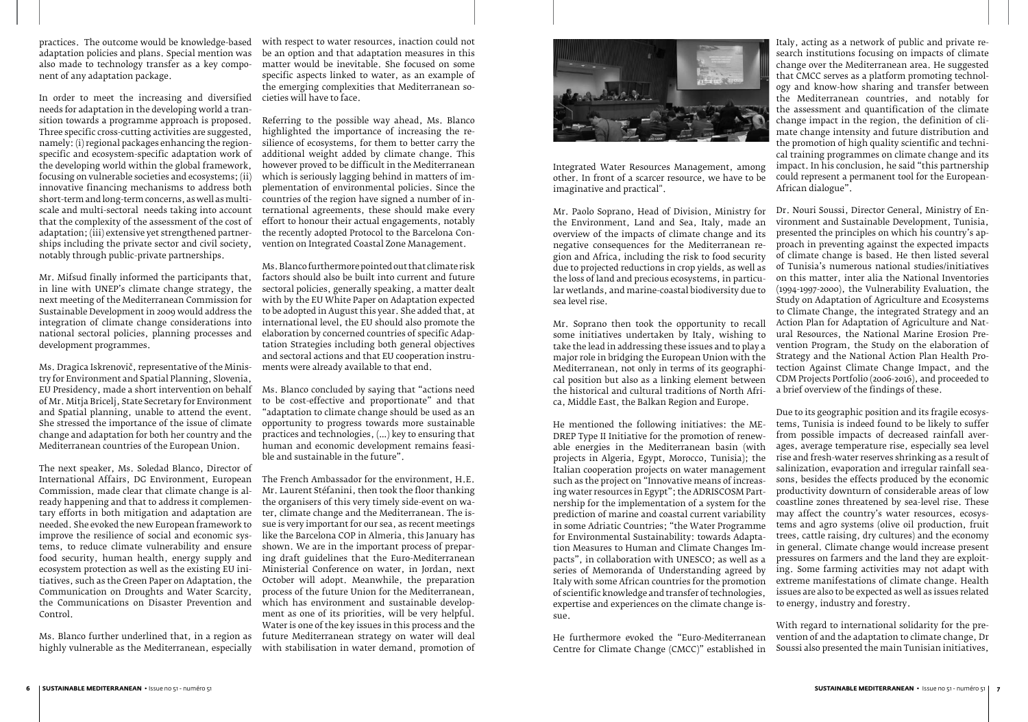practices. The outcome would be knowledge-based adaptation policies and plans. Special mention was also made to technology transfer as a key component of any adaptation package.

In order to meet the increasing and diversified needs for adaptation in the developing world a transition towards a programme approach is proposed. Three specific cross-cutting activities are suggested, namely: (i) regional packages enhancing the region-specific and ecosystem-specific adaptation work of the developing world within the global framework, focusing on vulnerable societies and ecosystems; (ii) innovative financing mechanisms to address both short-term and long-term concerns, as well as multi-scale and multi-sectoral needs taking into account that the complexity of the assessment of the cost of adaptation; (iii) extensive yet strengthened partnerships including the private sector and civil society, notably through public-private partnerships.

Mr. Mifsud finally informed the participants that, in line with UNEP's climate change strategy, the next meeting of the Mediterranean Commission for Sustainable Development in 2009 would address the integration of climate change considerations into national sectoral policies, planning processes and development programmes.

Ms. Dragica Iskrenovič, representative of the Ministry for Environment and Spatial Planning, Slovenia, EU Presidency, made a short intervention on behalf of Mr. Mitja Bricelj, State Secretary for Environment and Spatial planning, unable to attend the event. She stressed the importance of the issue of climate change and adaptation for both her country and the Mediterranean countries of the European Union.

The next speaker, Ms. Soledad Blanco, Director of International Affairs, DG Environment, European Commission, made clear that climate change is already happening and that to address it complementary efforts in both mitigation and adaptation are needed. She evoked the new European framework to improve the resilience of social and economic systems, to reduce climate vulnerability and ensure food security, human health, energy supply and ecosystem protection as well as the existing EU initiatives, such as the Green Paper on Adaptation, the Communication on Droughts and Water Scarcity, the Communications on Disaster Prevention and Control.

Ms. Blanco further underlined that, in a region as highly vulnerable as the Mediterranean, especially with respect to water resources, inaction could not be an option and that adaptation measures in this matter would be inevitable. She focused on some specific aspects linked to water, as an example of the emerging complexities that Mediterranean societies will have to face.

Referring to the possible way ahead, Ms. Blanco highlighted the importance of increasing the resilience of ecosystems, for them to better carry the additional weight added by climate change. This however proved to be difficult in the Mediterranean which is seriously lagging behind in matters of implementation of environmental policies. Since the countries of the region have signed a number of international agreements, these should make every effort to honour their actual engagements, notably the recently adopted Protocol to the Barcelona Convention on Integrated Coastal Zone Management.

Ms. Blanco furthermore pointed out that climate risk factors should also be built into current and future sectoral policies, generally speaking, a matter dealt with by the EU White Paper on Adaptation expected to be adopted in August this year. She added that, at international level, the EU should also promote the elaboration by concerned countries of specific Adaptation Strategies including both general objectives and sectoral actions and that EU cooperation instruments were already available to that end.

Ms. Blanco concluded by saying that "actions need to be cost-effective and proportionate" and that "adaptation to climate change should be used as an opportunity to progress towards more sustainable practices and technologies, (...) key to ensuring that human and economic development remains feasible and sustainable in the future".

The French Ambassador for the environment, H.E. Mr. Laurent Stéfanini, then took the floor thanking the organisers of this very timely side-event on water, climate change and the Mediterranean. The issue is very important for our sea, as recent meetings like the Barcelona COP in Almeria, this January has shown. We are in the important process of preparing draft guidelines that the Euro-Mediterranean Ministerial Conference on water, in Jordan, next October will adopt. Meanwhile, the preparation process of the future Union for the Mediterranean, which has environment and sustainable development as one of its priorities, will be very helpful. Water is one of the key issues in this process and the future Mediterranean strategy on water will deal with stabilisation in water demand, promotion of Integrated Water Resources Management, among other. In front of a scarcer resource, we have to be imaginative and practical".

Mr. Paolo Soprano, Head of Division, Ministry for the Environment, Land and Sea, Italy, made an overview of the impacts of climate change and its negative consequences for the Mediterranean region and Africa, including the risk to food security due to projected reductions in crop yields, as well as the loss of land and precious ecosystems, in particular wetlands, and marine-coastal biodiversity due to sea level rise.

Mr. Soprano then took the opportunity to recall some initiatives undertaken by Italy, wishing to take the lead in addressing these issues and to play a major role in bridging the European Union with the Mediterranean, not only in terms of its geographical position but also as a linking element between the historical and cultural traditions of North Africa, Middle East, the Balkan Region and Europe.

He mentioned the following initiatives: the MEDREP Type II Initiative for the promotion of renewable energies in the Mediterranean basin (with projects in Algeria, Egypt, Morocco, Tunisia); the Italian cooperation projects on water management such as the project on "Innovative means of increasing water resources in Egypt"; the ADRISCOSM Partnership for the implementation of a system for the prediction of marine and coastal current variability in some Adriatic Countries; "the Water Programme for Environmental Sustainability: towards Adaptation Measures to Human and Climate Changes Impacts", in collaboration with UNESCO; as well as a series of Memoranda of Understanding agreed by Italy with some African countries for the promotion of scientific knowledge and transfer of technologies, expertise and experiences on the climate change issue.

He furthermore evoked the "Euro-Mediterranean Centre for Climate Change (CMCC)" established in Italy, acting as a network of public and private research institutions focusing on impacts of climate change over the Mediterranean area. He suggested that CMCC serves as a platform promoting technology and know-how sharing and transfer between the Mediterranean countries, and notably for the assessment and quantification of the climate change impact in the region, the definition of climate change intensity and future distribution and the promotion of high quality scientific and technical training programmes on climate change and its impact. In his conclusion, he said "this partnership could represent a permanent tool for the European-African dialogue".

Dr. Nouri Soussi, Director General, Ministry of Environment and Sustainable Development, Tunisia, presented the principles on which his country's approach in preventing against the expected impacts of climate change is based. He then listed several of Tunisia's numerous national studies/initiatives on this matter, inter alia the National Inventories (1994-1997-2000), the Vulnerability Evaluation, the Study on Adaptation of Agriculture and Ecosystems to Climate Change, the integrated Strategy and an Action Plan for Adaptation of Agriculture and Natural Resources, the National Marine Erosion Prevention Program, the Study on the elaboration of Strategy and the National Action Plan Health Protection Against Climate Change Impact, and the CDM Projects Portfolio (2006-2016), and proceeded to a brief overview of the findings of these.

Due to its geographic position and its fragile ecosystems, Tunisia is indeed found to be likely to suffer from possible impacts of decreased rainfall averages, average temperature rise, especially sea level rise and fresh-water reserves shrinking as a result of salinization, evaporation and irregular rainfall seasons, besides the effects produced by the economic productivity downturn of considerable areas of low coastline zones threatened by sea-level rise. These may affect the country's water resources, ecosystems and agro systems (olive oil production, fruit trees, cattle raising, dry cultures) and the economy in general. Climate change would increase present pressures on farmers and the land they are exploiting. Some farming activities may not adapt with extreme manifestations of climate change. Health issues are also to be expected as well as issues related to energy, industry and forestry.

With regard to international solidarity for the prevention of and the adaptation to climate change, Dr Soussi also presented the main Tunisian initiatives,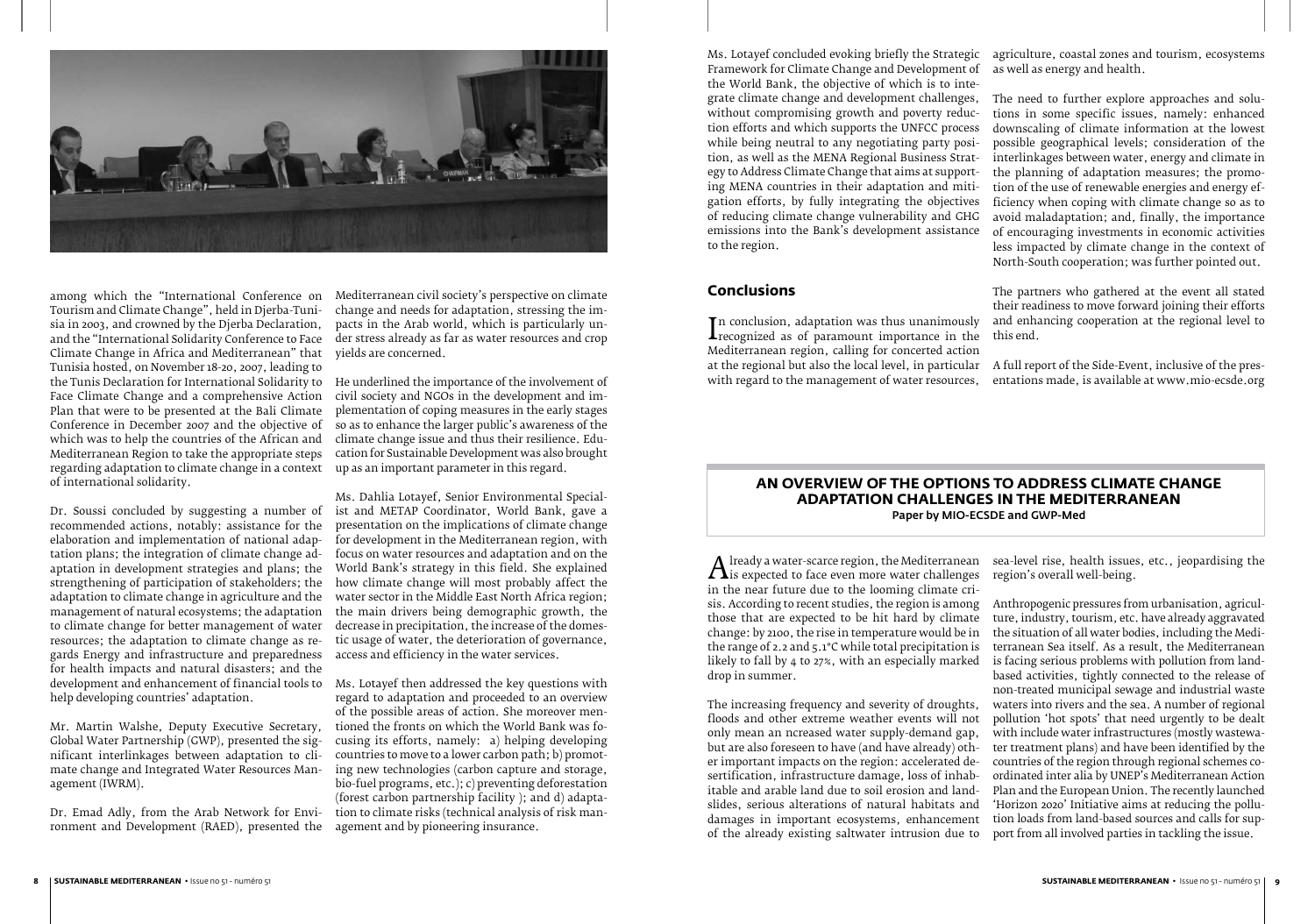among which the "International Conference on Tourism and Climate Change", held in Djerba-Tunisia in 2003, and crowned by the Djerba Declaration, and the "International Solidarity Conference to Face Climate Change in Africa and Mediterranean" that Tunisia hosted, on November 18-20, 2007, leading to the Tunis Declaration for International Solidarity to Face Climate Change and a comprehensive Action Plan that were to be presented at the Bali Climate Conference in December 2007 and the objective of which was to help the countries of the African and Mediterranean Region to take the appropriate steps regarding adaptation to climate change in a context of international solidarity.

Dr. Soussi concluded by suggesting a number of recommended actions, notably: assistance for the elaboration and implementation of national adaptation plans; the integration of climate change adaptation in development strategies and plans; the strengthening of participation of stakeholders; the adaptation to climate change in agriculture and the management of natural ecosystems; the adaptation to climate change for better management of water resources; the adaptation to climate change as regards Energy and infrastructure and preparedness for health impacts and natural disasters; and the development and enhancement of financial tools to help developing countries' adaptation.

Mr. Martin Walshe, Deputy Executive Secretary, Global Water Partnership (GWP), presented the significant interlinkages between adaptation to climate change and Integrated Water Resources Management (IWRM).

Dr. Emad Adly, from the Arab Network for Environment and Development (RAED), presented the Mediterranean civil society's perspective on climate change and needs for adaptation, stressing the impacts in the Arab world, which is particularly under stress already as far as water resources and crop yields are concerned.

He underlined the importance of the involvement of civil society and NGOs in the development and implementation of coping measures in the early stages so as to enhance the larger public's awareness of the climate change issue and thus their resilience. Education for Sustainable Development was also brought up as an important parameter in this regard.

Ms. Dahlia Lotayef, Senior Environmental Specialist and METAP Coordinator, World Bank, gave a presentation on the implications of climate change for development in the Mediterranean region, with focus on water resources and adaptation and on the World Bank's strategy in this field. She explained how climate change will most probably affect the water sector in the Middle East North Africa region; the main drivers being demographic growth, the decrease in precipitation, the increase of the domestic usage of water, the deterioration of governance, access and efficiency in the water services.

Ms. Lotayef then addressed the key questions with regard to adaptation and proceeded to an overview of the possible areas of action. She moreover mentioned the fronts on which the World Bank was focusing its efforts, namely: a) helping developing countries to move to a lower carbon path; b) promoting new technologies (carbon capture and storage, bio-fuel programs, etc.); c) preventing deforestation (forest carbon partnership facility ); and d) adaptation to climate risks (technical analysis of risk management and by pioneering insurance.

Ms. Lotayef concluded evoking briefly the Strategic Framework for Climate Change and Development of the World Bank, the objective of which is to integrate climate change and development challenges, without compromising growth and poverty reduction efforts and which supports the UNFCC process while being neutral to any negotiating party position, as well as the MENA Regional Business Strategy to Address Climate Change that aims at supporting MENA countries in their adaptation and mitigation efforts, by fully integrating the objectives of reducing climate change vulnerability and GHG emissions into the Bank's development assistance to the region.

## Conclusions

In conclusion, adaptation was thus unanimously recognized as of paramount importance in the Mediterranean region, calling for concerted action at the regional but also the local level, in particular with regard to the management of water resources, agriculture, coastal zones and tourism, ecosystems as well as energy and health.

The need to further explore approaches and solutions in some specific issues, namely: enhanced downscaling of climate information at the lowest possible geographical levels; consideration of the interlinkages between water, energy and climate in the planning of adaptation measures; the promotion of the use of renewable energies and energy efficiency when coping with climate change so as to avoid maladaptation; and, finally, the importance of encouraging investments in economic activities less impacted by climate change in the context of North-South cooperation; was further pointed out.

The partners who gathered at the event all stated their readiness to move forward joining their efforts and enhancing cooperation at the regional level to this end.

A full report of the Side-Event, inclusive of the presentations made, is available at www.mio-ecsde.org

## AN OVERVIEW OF THE OPTIONS TO ADDRESS CLIMATE CHANGE ADAPTATION CHALLENGES IN THE MEDITERRANEAN

**Paper by MIO-ECSDE and GWP-Med**

Already a water-scarce region, the Mediterranean is expected to face even more water challenges in the near future due to the looming climate crisis. According to recent studies, the region is among those that are expected to be hit hard by climate change: by 2100, the rise in temperature would be in the range of 2.2 and 5.1°C while total precipitation is likely to fall by 4 to 27%, with an especially marked drop in summer.

The increasing frequency and severity of droughts, floods and other extreme weather events will not only mean an ncreased water supply-demand gap, but are also foreseen to have (and have already) other important impacts on the region: accelerated desertification, infrastructure damage, loss of inhabitable and arable land due to soil erosion and landslides, serious alterations of natural habitats and damages in important ecosystems, enhancement of the already existing saltwater intrusion due to sea-level rise, health issues, etc., jeopardising the region's overall well-being.

Anthropogenic pressures from urbanisation, agriculture, industry, tourism, etc. have already aggravated the situation of all water bodies, including the Mediterranean Sea itself. As a result, the Mediterranean is facing serious problems with pollution from land-based activities, tightly connected to the release of non-treated municipal sewage and industrial waste waters into rivers and the sea. A number of regional pollution 'hot spots' that need urgently to be dealt with include water infrastructures (mostly wastewater treatment plans) and have been identified by the countries of the region through regional schemes coordinated inter alia by UNEP's Mediterranean Action Plan and the European Union. The recently launched 'Horizon 2020' Initiative aims at reducing the pollution loads from land-based sources and calls for support from all involved parties in tackling the issue.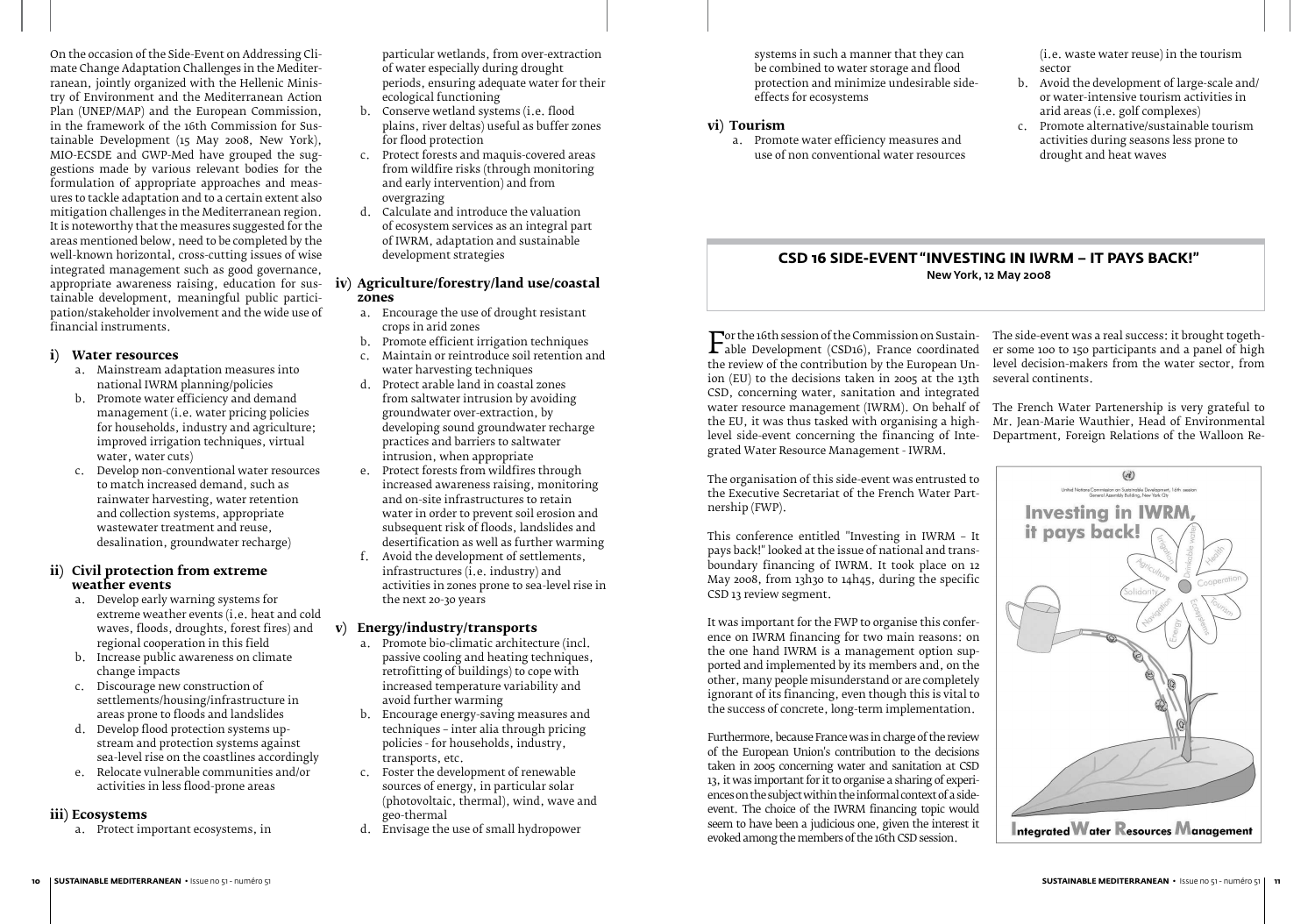On the occasion of the Side-Event on Addressing Climate Change Adaptation Challenges in the Mediterranean, jointly organized with the Hellenic Ministry of Environment and the Mediterranean Action Plan (UNEP/MAP) and the European Commission, in the framework of the 16th Commission for Sustainable Development (15 May 2008, New York), MIO-ECSDE and GWP-Med have grouped the suggestions made by various relevant bodies for the formulation of appropriate approaches and measures to tackle adaptation and to a certain extent also mitigation challenges in the Mediterranean region. It is noteworthy that the measures suggested for the areas mentioned below, need to be completed by the well-known horizontal, cross-cutting issues of wise integrated management such as good governance, appropriate awareness raising, education for sustainable development, meaningful public participation/stakeholder involvement and the wide use of financial instruments.

### i) Water resources

a. Mainstream adaptation measures into national IWRM planning/policies
b. Promote water efficiency and demand management (i.e. water pricing policies for households, industry and agriculture; improved irrigation techniques, virtual water, water cuts)
c. Develop non-conventional water resources to match increased demand, such as rainwater harvesting, water retention and collection systems, appropriate wastewater treatment and reuse, desalination, groundwater recharge)

### ii) Civil protection from extreme weather events

a. Develop early warning systems for extreme weather events (i.e. heat and cold waves, floods, droughts, forest fires) and regional cooperation in this field
b. Increase public awareness on climate change impacts
c. Discourage new construction of settlements/housing/infrastructure in areas prone to floods and landslides
d. Develop flood protection systems upstream and protection systems against sea-level rise on the coastlines accordingly
e. Relocate vulnerable communities and/or activities in less flood-prone areas

### iii) Ecosystems

a. Protect important ecosystems, in particular wetlands, from over-extraction of water especially during drought periods, ensuring adequate water for their ecological functioning
b. Conserve wetland systems (i.e. flood plains, river deltas) useful as buffer zones for flood protection
c. Protect forests and maquis-covered areas from wildfire risks (through monitoring and early intervention) and from overgrazing
d. Calculate and introduce the valuation of ecosystem services as an integral part of IWRM, adaptation and sustainable development strategies

### iv) Agriculture/forestry/land use/coastal zones

a. Encourage the use of drought resistant crops in arid zones
b. Promote efficient irrigation techniques
c. Maintain or reintroduce soil retention and water harvesting techniques
d. Protect arable land in coastal zones from saltwater intrusion by avoiding groundwater over-extraction, by developing sound groundwater recharge practices and barriers to saltwater intrusion, when appropriate
e. Protect forests from wildfires through increased awareness raising, monitoring and on-site infrastructures to retain water in order to prevent soil erosion and subsequent risk of floods, landslides and desertification as well as further warming
f. Avoid the development of settlements, infrastructures (i.e. industry) and activities in zones prone to sea-level rise in the next 20-30 years

### v) Energy/industry/transports

a. Promote bio-climatic architecture (incl. passive cooling and heating techniques, retrofitting of buildings) to cope with increased temperature variability and avoid further warming
b. Encourage energy-saving measures and techniques – inter alia through pricing policies - for households, industry, transports, etc.
c. Foster the development of renewable sources of energy, in particular solar (photovoltaic, thermal), wind, wave and geo-thermal
d. Envisage the use of small hydropower systems in such a manner that they can be combined to water storage and flood protection and minimize undesirable side-effects for ecosystems

### vi) Tourism

a. Promote water efficiency measures and use of non conventional water resources (i.e. waste water reuse) in the tourism sector
b. Avoid the development of large-scale and/or water-intensive tourism activities in arid areas (i.e. golf complexes)
c. Promote alternative/sustainable tourism activities during seasons less prone to drought and heat waves

## CSD 16 SIDE-EVENT "INVESTING IN IWRM – IT PAYS BACK!"

**New York, 12 May 2008**

For the 16th session of the Commission on Sustainable Development (CSD16), France coordinated the review of the contribution by the European Union (EU) to the decisions taken in 2005 at the 13th CSD, concerning water, sanitation and integrated water resource management (IWRM). On behalf of the EU, it was thus tasked with organising a high-level side-event concerning the financing of Integrated Water Resource Management - IWRM.

The organisation of this side-event was entrusted to the Executive Secretariat of the French Water Partnership (FWP).

This conference entitled "Investing in IWRM – It pays back!" looked at the issue of national and transboundary financing of IWRM. It took place on 12 May 2008, from 13h30 to 14h45, during the specific CSD 13 review segment.

It was important for the FWP to organise this conference on IWRM financing for two main reasons: on the one hand IWRM is a management option supported and implemented by its members and, on the other, many people misunderstand or are completely ignorant of its financing, even though this is vital to the success of concrete, long-term implementation.

Furthermore, because France was in charge of the review of the European Union's contribution to the decisions taken in 2005 concerning water and sanitation at CSD 13, it was important for it to organise a sharing of experiences on the subject within the informal context of a side-event. The choice of the IWRM financing topic would seem to have been a judicious one, given the interest it evoked among the members of the 16th CSD session.

The side-event was a real success: it brought together some 100 to 150 participants and a panel of high level decision-makers from the water sector, from several continents.

The French Water Partenership is very grateful to Mr. Jean-Marie Wauthier, Head of Environmental Department, Foreign Relations of the Walloon Re-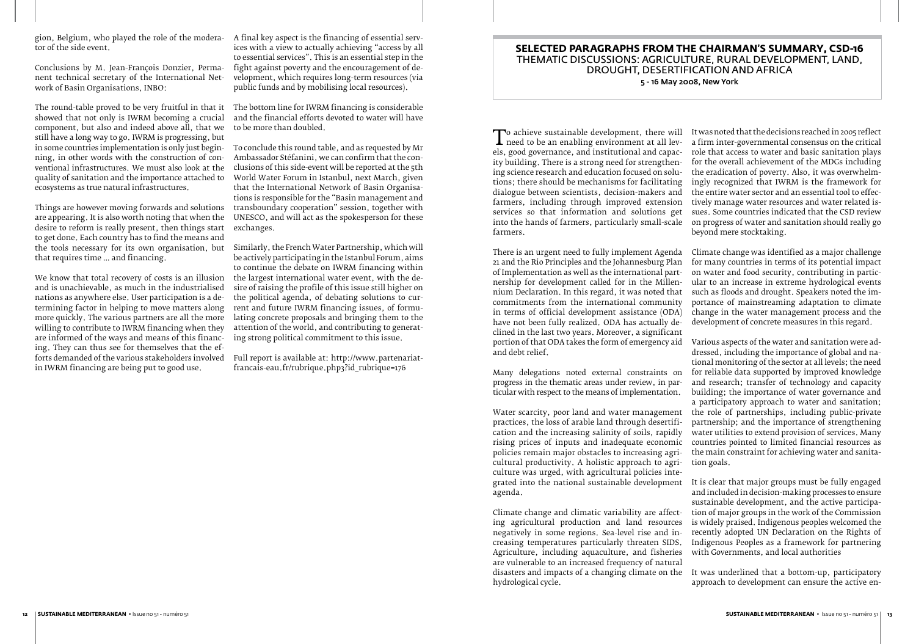gion, Belgium, who played the role of the moderator of the side event.

Conclusions by M. Jean-François Donzier, Permanent technical secretary of the International Network of Basin Organisations, INBO:

The round-table proved to be very fruitful in that it showed that not only is IWRM becoming a crucial component, but also and indeed above all, that we still have a long way to go. IWRM is progressing, but in some countries implementation is only just beginning, in other words with the construction of conventional infrastructures. We must also look at the quality of sanitation and the importance attached to ecosystems as true natural infrastructures.

Things are however moving forwards and solutions are appearing. It is also worth noting that when the desire to reform is really present, then things start to get done. Each country has to find the means and the tools necessary for its own organisation, but that requires time … and financing.

We know that total recovery of costs is an illusion and is unachievable, as much in the industrialised nations as anywhere else. User participation is a determining factor in helping to move matters along more quickly. The various partners are all the more willing to contribute to IWRM financing when they are informed of the ways and means of this financing. They can thus see for themselves that the efforts demanded of the various stakeholders involved in IWRM financing are being put to good use.

A final key aspect is the financing of essential services with a view to actually achieving "access by all to essential services". This is an essential step in the fight against poverty and the encouragement of development, which requires long-term resources (via public funds and by mobilising local resources).

The bottom line for IWRM financing is considerable and the financial efforts devoted to water will have to be more than doubled.

To conclude this round table, and as requested by Mr Ambassador Stéfanini, we can confirm that the conclusions of this side-event will be reported at the 5th World Water Forum in Istanbul, next March, given that the International Network of Basin Organisations is responsible for the "Basin management and transboundary cooperation" session, together with UNESCO, and will act as the spokesperson for these exchanges.

Similarly, the French Water Partnership, which will be actively participating in the Istanbul Forum, aims to continue the debate on IWRM financing within the largest international water event, with the desire of raising the profile of this issue still higher on the political agenda, of debating solutions to current and future IWRM financing issues, of formulating concrete proposals and bringing them to the attention of the world, and contributing to generating strong political commitment to this issue.

Full report is available at: http://www.partenariat-francais-eau.fr/rubrique.php3?id_rubrique=176

## SELECTED PARAGRAPHS FROM THE CHAIRMAN'S SUMMARY, CSD-16
### THEMATIC DISCUSSIONS: AGRICULTURE, RURAL DEVELOPMENT, LAND, DROUGHT, DESERTIFICATION AND AFRICA

**5 - 16 May 2008, New York**

To achieve sustainable development, there will need to be an enabling environment at all levels, good governance, and institutional and capacity building. There is a strong need for strengthening science research and education focused on solutions; there should be mechanisms for facilitating dialogue between scientists, decision-makers and farmers, including through improved extension services so that information and solutions get into the hands of farmers, particularly small-scale farmers.

There is an urgent need to fully implement Agenda 21 and the Rio Principles and the Johannesburg Plan of Implementation as well as the international partnership for development called for in the Millennium Declaration. In this regard, it was noted that commitments from the international community in terms of official development assistance (ODA) have not been fully realized. ODA has actually declined in the last two years. Moreover, a significant portion of that ODA takes the form of emergency aid and debt relief.

Many delegations noted external constraints on progress in the thematic areas under review, in particular with respect to the means of implementation.

Water scarcity, poor land and water management practices, the loss of arable land through desertification and the increasing salinity of soils, rapidly rising prices of inputs and inadequate economic policies remain major obstacles to increasing agricultural productivity. A holistic approach to agriculture was urged, with agricultural policies integrated into the national sustainable development agenda.

Climate change and climatic variability are affecting agricultural production and land resources negatively in some regions. Sea-level rise and increasing temperatures particularly threaten SIDS. Agriculture, including aquaculture, and fisheries are vulnerable to an increased frequency of natural disasters and impacts of a changing climate on the hydrological cycle.

It was noted that the decisions reached in 2005 reflect a firm inter-governmental consensus on the critical role that access to water and basic sanitation plays for the overall achievement of the MDGs including the eradication of poverty. Also, it was overwhelmingly recognized that IWRM is the framework for the entire water sector and an essential tool to effectively manage water resources and water related issues. Some countries indicated that the CSD review on progress of water and sanitation should really go beyond mere stocktaking.

Climate change was identified as a major challenge for many countries in terms of its potential impact on water and food security, contributing in particular to an increase in extreme hydrological events such as floods and drought. Speakers noted the importance of mainstreaming adaptation to climate change in the water management process and the development of concrete measures in this regard.

Various aspects of the water and sanitation were addressed, including the importance of global and national monitoring of the sector at all levels; the need for reliable data supported by improved knowledge and research; transfer of technology and capacity building; the importance of water governance and a participatory approach to water and sanitation; the role of partnerships, including public-private partnership; and the importance of strengthening water utilities to extend provision of services. Many countries pointed to limited financial resources as the main constraint for achieving water and sanitation goals.

It is clear that major groups must be fully engaged and included in decision-making processes to ensure sustainable development, and the active participation of major groups in the work of the Commission is widely praised. Indigenous peoples welcomed the recently adopted UN Declaration on the Rights of Indigenous Peoples as a framework for partnering with Governments, and local authorities

It was underlined that a bottom-up, participatory approach to development can ensure the active en-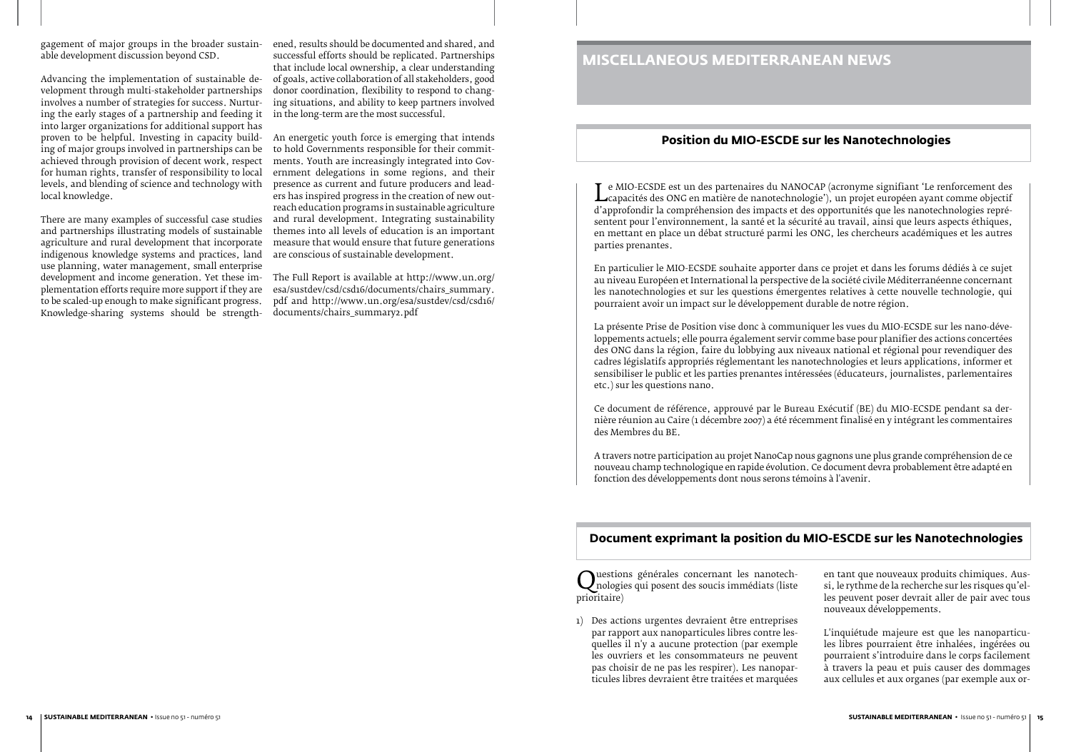gagement of major groups in the broader sustainable development discussion beyond CSD.

Advancing the implementation of sustainable development through multi-stakeholder partnerships involves a number of strategies for success. Nurturing the early stages of a partnership and feeding it into larger organizations for additional support has proven to be helpful. Investing in capacity building of major groups involved in partnerships can be achieved through provision of decent work, respect for human rights, transfer of responsibility to local levels, and blending of science and technology with local knowledge.

There are many examples of successful case studies and partnerships illustrating models of sustainable agriculture and rural development that incorporate indigenous knowledge systems and practices, land use planning, water management, small enterprise development and income generation. Yet these implementation efforts require more support if they are to be scaled-up enough to make significant progress. Knowledge-sharing systems should be strengthened, results should be documented and shared, and successful efforts should be replicated. Partnerships that include local ownership, a clear understanding of goals, active collaboration of all stakeholders, good donor coordination, flexibility to respond to changing situations, and ability to keep partners involved in the long-term are the most successful.

An energetic youth force is emerging that intends to hold Governments responsible for their commitments. Youth are increasingly integrated into Government delegations in some regions, and their presence as current and future producers and leaders has inspired progress in the creation of new outreach education programs in sustainable agriculture and rural development. Integrating sustainability themes into all levels of education is an important measure that would ensure that future generations are conscious of sustainable development.

The Full Report is available at http://www.un.org/esa/sustdev/csd/csd16/documents/chairs_summary.pdf and http://www.un.org/esa/sustdev/csd/csd16/documents/chairs_summary2.pdf

# MISCELLANEOUS MEDITERRANEAN NEWS

## Position du MIO-ESCDE sur les Nanotechnologies

Le MIO-ECSDE est un des partenaires du NANOCAP (acronyme signifiant 'Le renforcement des capacités des ONG en matière de nanotechnologie'), un projet européen ayant comme objectif d'approfondir la compréhension des impacts et des opportunités que les nanotechnologies représentent pour l'environnement, la santé et la sécurité au travail, ainsi que leurs aspects éthiques, en mettant en place un débat structuré parmi les ONG, les chercheurs académiques et les autres parties prenantes.

En particulier le MIO-ECSDE souhaite apporter dans ce projet et dans les forums dédiés à ce sujet au niveau Européen et International la perspective de la société civile Méditerranéenne concernant les nanotechnologies et sur les questions émergentes relatives à cette nouvelle technologie, qui pourraient avoir un impact sur le développement durable de notre région.

La présente Prise de Position vise donc à communiquer les vues du MIO-ECSDE sur les nano-développements actuels; elle pourra également servir comme base pour planifier des actions concertées des ONG dans la région, faire du lobbying aux niveaux national et régional pour revendiquer des cadres législatifs appropriés réglementant les nanotechnologies et leurs applications, informer et sensibiliser le public et les parties prenantes intéressées (éducateurs, journalistes, parlementaires etc.) sur les questions nano.

Ce document de référence, approuvé par le Bureau Exécutif (BE) du MIO-ECSDE pendant sa dernière réunion au Caire (1 décembre 2007) a été récemment finalisé en y intégrant les commentaires des Membres du BE.

A travers notre participation au projet NanoCap nous gagnons une plus grande compréhension de ce nouveau champ technologique en rapide évolution. Ce document devra probablement être adapté en fonction des développements dont nous serons témoins à l'avenir.

## Document exprimant la position du MIO-ESCDE sur les Nanotechnologies

Questions générales concernant les nanotechnologies qui posent des soucis immédiats (liste prioritaire)

1) Des actions urgentes devraient être entreprises par rapport aux nanoparticules libres contre lesquelles il n'y a aucune protection (par exemple les ouvriers et les consommateurs ne peuvent pas choisir de ne pas les respirer). Les nanoparticules libres devraient être traitées et marquées en tant que nouveaux produits chimiques. Aussi, le rythme de la recherche sur les risques qu'elles peuvent poser devrait aller de pair avec tous nouveaux développements.

   L'inquiétude majeure est que les nanoparticules libres pourraient être inhalées, ingérées ou pourraient s'introduire dans le corps facilement à travers la peau et puis causer des dommages aux cellules et aux organes (par exemple aux or-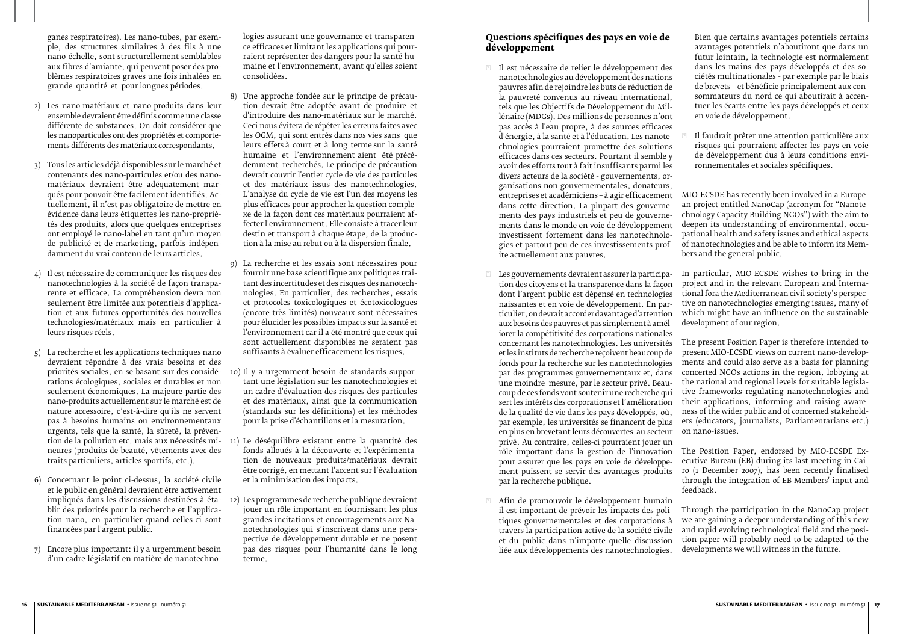ganes respiratoires). Les nano-tubes, par exemple, des structures similaires à des fils à une nano-échelle, sont structurellement semblables aux fibres d'amiante, qui peuvent poser des problèmes respiratoires graves une fois inhalées en grande quantité et pour longues périodes.

2) Les nano-matériaux et nano-produits dans leur ensemble devraient être définis comme une classe différente de substances. On doit considérer que les nanoparticules ont des propriétés et comportements différents des matériaux correspondants.

3) Tous les articles déjà disponibles sur le marché et contenants des nano-particules et/ou des nanomatériaux devraient être adéquatement marqués pour pouvoir être facilement identifiés. Actuellement, il n'est pas obligatoire de mettre en évidence dans leurs étiquettes les nano-propriétés des produits, alors que quelques entreprises ont employé le nano-label en tant qu'un moyen de publicité et de marketing, parfois indépendamment du vrai contenu de leurs articles.

4) Il est nécessaire de communiquer les risques des nanotechnologies à la société de façon transparente et efficace. La compréhension devra non seulement être limitée aux potentiels d'application et aux futures opportunités des nouvelles technologies/matériaux mais en particulier à leurs risques réels.

5) La recherche et les applications techniques nano devraient répondre à des vrais besoins et des priorités sociales, en se basant sur des considérations écologiques, sociales et durables et non seulement économiques. La majeure partie des nano-produits actuellement sur le marché est de nature accessoire, c'est-à-dire qu'ils ne servent pas à besoins humains ou environnementaux urgents, tels que la santé, la sûreté, la prévention de la pollution etc. mais aux nécessités mineures (produits de beauté, vêtements avec des traits particuliers, articles sportifs, etc.).

6) Concernant le point ci-dessus, la société civile et le public en général devraient être activement impliqués dans les discussions destinées à établir des priorités pour la recherche et l'application nano, en particulier quand celles-ci sont financées par l'argent public.

7) Encore plus important: il y a urgemment besoin d'un cadre législatif en matière de nanotechnologies assurant une gouvernance et transparence efficaces et limitant les applications qui pourraient représenter des dangers pour la santé humaine et l'environnement, avant qu'elles soient consolidées.

8) Une approche fondée sur le principe de précaution devrait être adoptée avant de produire et d'introduire des nano-matériaux sur le marché. Ceci nous évitera de répéter les erreurs faites avec les OGM, qui sont entrés dans nos vies sans que leurs effets à court et à long terme sur la santé humaine et l'environnement aient été précédemment recherchés. Le principe de précaution devrait couvrir l'entier cycle de vie des particules et des matériaux issus des nanotechnologies. L'analyse du cycle de vie est l'un des moyens les plus efficaces pour approcher la question complexe de la façon dont ces matériaux pourraient affecter l'environnement. Elle consiste à tracer leur destin et transport à chaque étape, de la production à la mise au rebut ou à la dispersion finale.

9) La recherche et les essais sont nécessaires pour fournir une base scientifique aux politiques traitant des incertitudes et des risques des nanotechnologies. En particulier, des recherches, essais et protocoles toxicologiques et écotoxicologues (encore très limités) nouveaux sont nécessaires pour élucider les possibles impacts sur la santé et l'environnement car il a été montré que ceux qui sont actuellement disponibles ne seraient pas suffisants à évaluer efficacement les risques.

10) Il y a urgemment besoin de standards supportant une législation sur les nanotechnologies et un cadre d'évaluation des risques des particules et des matériaux, ainsi que la communication (standards sur les définitions) et les méthodes pour la prise d'échantillons et la mesuration.

11) Le déséquilibre existant entre la quantité des fonds alloués à la découverte et l'expérimentation de nouveaux produits/matériaux devrait être corrigé, en mettant l'accent sur l'évaluation et la minimisation des impacts.

12) Les programmes de recherche publique devraient jouer un rôle important en fournissant les plus grandes incitations et encouragements aux Nanotechnologies qui s'inscrivent dans une perspective de développement durable et ne posent pas des risques pour l'humanité dans le long terme.

## Questions spécifiques des pays en voie de développement

- Il est nécessaire de relier le développement des nanotechnologies au développement des nations pauvres afin de rejoindre les buts de réduction de la pauvreté convenus au niveau international, tels que les Objectifs de Développement du Millénaire (MDGs). Des millions de personnes n'ont pas accès à l'eau propre, à des sources efficaces d'énergie, à la santé et à l'éducation. Les nanotechnologies pourraient promettre des solutions efficaces dans ces secteurs. Pourtant il semble y avoir des efforts tout à fait insuffisants parmi les divers acteurs de la société - gouvernements, organisations non gouvernementales, donateurs, entreprises et académiciens – à agir efficacement dans cette direction. La plupart des gouvernements des pays industriels et peu de gouvernements dans le monde en voie de développement investissent fortement dans les nanotechnologies et partout peu de ces investissements profite actuellement aux pauvres.

- Les gouvernements devraient assurer la participation des citoyens et la transparence dans la façon dont l'argent public est dépensé en technologies naissantes et en voie de développement. En particulier, on devrait accorder davantage d'attention aux besoins des pauvres et pas simplement à améliorer la compétitivité des corporations nationales concernant les nanotechnologies. Les universités et les instituts de recherche reçoivent beaucoup de fonds pour la recherche sur les nanotechnologies par des programmes gouvernementaux et, dans une moindre mesure, par le secteur privé. Beaucoup de ces fonds vont soutenir une recherche qui sert les intérêts des corporations et l'amélioration de la qualité de vie dans les pays développés, où, par exemple, les universités se financent de plus en plus en brevetant leurs découvertes au secteur privé. Au contraire, celles-ci pourraient jouer un rôle important dans la gestion de l'innovation pour assurer que les pays en voie de développement puissent se servir des avantages produits par la recherche publique.

- Afin de promouvoir le développement humain il est important de prévoir les impacts des politiques gouvernementales et des corporations à travers la participation active de la société civile et du public dans n'importe quelle discussion liée aux développements des nanotechnologies. Bien que certains avantages potentiels certains avantages potentiels n'aboutiront que dans un futur lointain, la technologie est normalement dans les mains des pays développés et des sociétés multinationales - par exemple par le biais de brevets – et bénéficie principalement aux consommateurs du nord ce qui aboutirait à accentuer les écarts entre les pays développés et ceux en voie de développement.

- Il faudrait prêter une attention particulière aux risques qui pourraient affecter les pays en voie de développement dus à leurs conditions environnementales et sociales spécifiques.

MIO-ECSDE has recently been involved in a European project entitled NanoCap (acronym for "Nanotechnology Capacity Building NGOs") with the aim to deepen its understanding of environmental, occupational health and safety issues and ethical aspects of nanotechnologies and be able to inform its Members and the general public.

In particular, MIO-ECSDE wishes to bring in the project and in the relevant European and International fora the Mediterranean civil society's perspective on nanotechnologies emerging issues, many of which might have an influence on the sustainable development of our region.

The present Position Paper is therefore intended to present MIO-ECSDE views on current nano-developments and could also serve as a basis for planning concerted NGOs actions in the region, lobbying at the national and regional levels for suitable legislative frameworks regulating nanotechnologies and their applications, informing and raising awareness of the wider public and of concerned stakeholders (educators, journalists, Parliamentarians etc.) on nano-issues.

The Position Paper, endorsed by MIO-ECSDE Executive Bureau (EB) during its last meeting in Cairo (1 December 2007), has been recently finalised through the integration of EB Members' input and feedback.

Through the participation in the NanoCap project we are gaining a deeper understanding of this new and rapid evolving technological field and the position paper will probably need to be adapted to the developments we will witness in the future.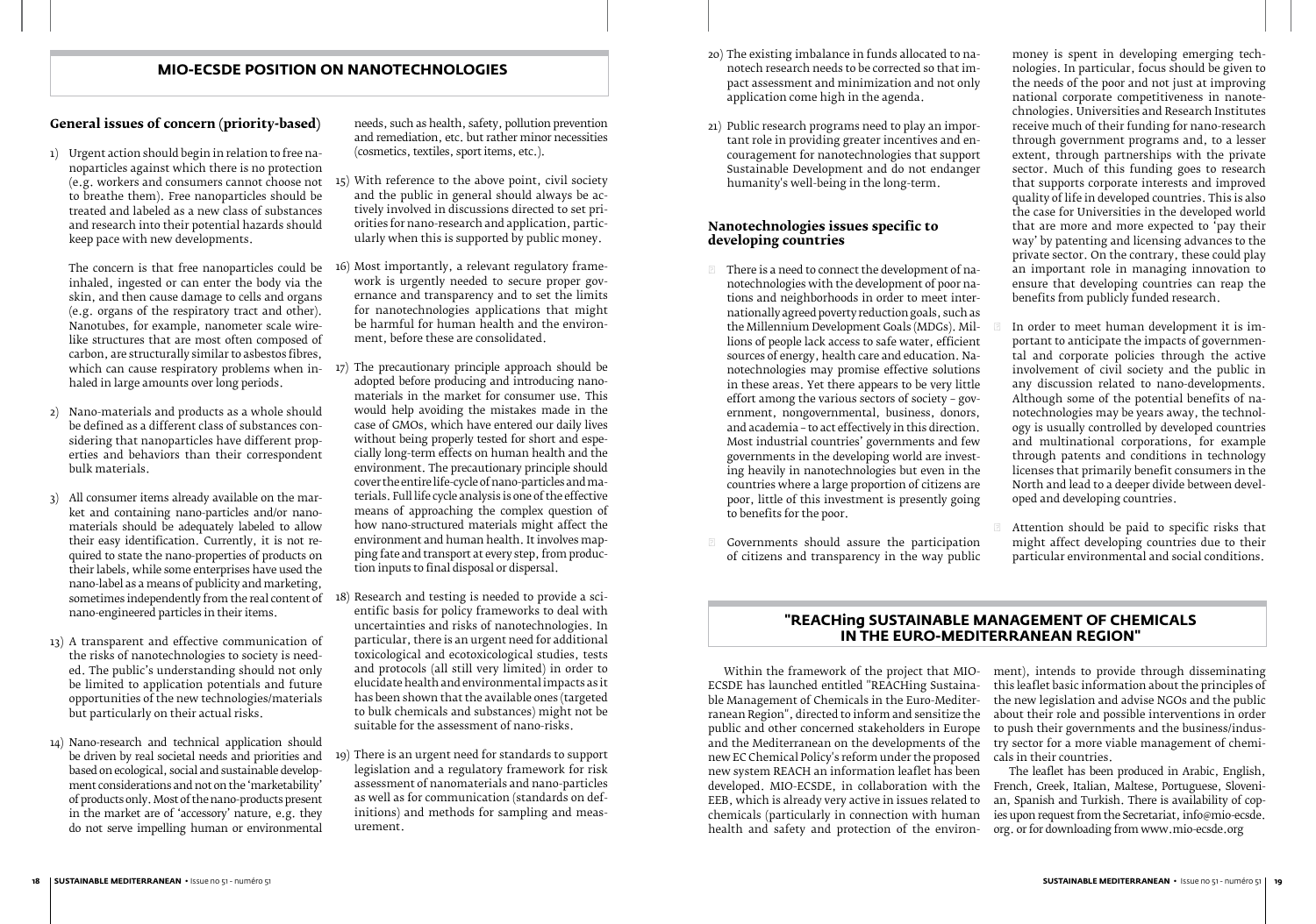## MIO-ECSDE POSITION ON NANOTECHNOLOGIES

### General issues of concern (priority-based)

1) Urgent action should begin in relation to free nanoparticles against which there is no protection (e.g. workers and consumers cannot choose not to breathe them). Free nanoparticles should be treated and labeled as a new class of substances and research into their potential hazards should keep pace with new developments.

   The concern is that free nanoparticles could be inhaled, ingested or can enter the body via the skin, and then cause damage to cells and organs (e.g. organs of the respiratory tract and other). Nanotubes, for example, nanometer scale wire-like structures that are most often composed of carbon, are structurally similar to asbestos fibres, which can cause respiratory problems when inhaled in large amounts over long periods.

2) Nano-materials and products as a whole should be defined as a different class of substances considering that nanoparticles have different properties and behaviors than their correspondent bulk materials.

3) All consumer items already available on the market and containing nano-particles and/or nanomaterials should be adequately labeled to allow their easy identification. Currently, it is not required to state the nano-properties of products on their labels, while some enterprises have used the nano-label as a means of publicity and marketing, sometimes independently from the real content of nano-engineered particles in their items.

13) A transparent and effective communication of the risks of nanotechnologies to society is needed. The public's understanding should not only be limited to application potentials and future opportunities of the new technologies/materials but particularly on their actual risks.

14) Nano-research and technical application should be driven by real societal needs and priorities and based on ecological, social and sustainable development considerations and not on the 'marketability' of products only. Most of the nano-products present in the market are of 'accessory' nature, e.g. they do not serve impelling human or environmental needs, such as health, safety, pollution prevention and remediation, etc. but rather minor necessities (cosmetics, textiles, sport items, etc.).

15) With reference to the above point, civil society and the public in general should always be actively involved in discussions directed to set priorities for nano-research and application, particularly when this is supported by public money.

16) Most importantly, a relevant regulatory framework is urgently needed to secure proper governance and transparency and to set the limits for nanotechnologies applications that might be harmful for human health and the environment, before these are consolidated.

17) The precautionary principle approach should be adopted before producing and introducing nanomaterials in the market for consumer use. This would help avoiding the mistakes made in the case of GMOs, which have entered our daily lives without being properly tested for short and especially long-term effects on human health and the environment. The precautionary principle should cover the entire life-cycle of nano-particles and materials. Full life cycle analysis is one of the effective means of approaching the complex question of how nano-structured materials might affect the environment and human health. It involves mapping fate and transport at every step, from production inputs to final disposal or dispersal.

18) Research and testing is needed to provide a scientific basis for policy frameworks to deal with uncertainties and risks of nanotechnologies. In particular, there is an urgent need for additional toxicological and ecotoxicological studies, tests and protocols (all still very limited) in order to elucidate health and environmental impacts as it has been shown that the available ones (targeted to bulk chemicals and substances) might not be suitable for the assessment of nano-risks.

19) There is an urgent need for standards to support legislation and a regulatory framework for risk assessment of nanomaterials and nano-particles as well as for communication (standards on definitions) and methods for sampling and measurement.

20) The existing imbalance in funds allocated to nanotech research needs to be corrected so that impact assessment and minimization and not only application come high in the agenda.

21) Public research programs need to play an important role in providing greater incentives and encouragement for nanotechnologies that support Sustainable Development and do not endanger humanity's well-being in the long-term.

### Nanotechnologies issues specific to developing countries

- There is a need to connect the development of nanotechnologies with the development of poor nations and neighborhoods in order to meet internationally agreed poverty reduction goals, such as the Millennium Development Goals (MDGs). Millions of people lack access to safe water, efficient sources of energy, health care and education. Nanotechnologies may promise effective solutions in these areas. Yet there appears to be very little effort among the various sectors of society – government, nongovernmental, business, donors, and academia – to act effectively in this direction. Most industrial countries' governments and few governments in the developing world are investing heavily in nanotechnologies but even in the countries where a large proportion of citizens are poor, little of this investment is presently going to benefits for the poor.

- Governments should assure the participation of citizens and transparency in the way public money is spent in developing emerging technologies. In particular, focus should be given to the needs of the poor and not just at improving national corporate competitiveness in nanotechnologies. Universities and Research Institutes receive much of their funding for nano-research through government programs and, to a lesser extent, through partnerships with the private sector. Much of this funding goes to research that supports corporate interests and improved quality of life in developed countries. This is also the case for Universities in the developed world that are more and more expected to 'pay their way' by patenting and licensing advances to the private sector. On the contrary, these could play an important role in managing innovation to ensure that developing countries can reap the benefits from publicly funded research.

- In order to meet human development it is important to anticipate the impacts of governmental and corporate policies through the active involvement of civil society and the public in any discussion related to nano-developments. Although some of the potential benefits of nanotechnologies may be years away, the technology is usually controlled by developed countries and multinational corporations, for example through patents and conditions in technology licenses that primarily benefit consumers in the North and lead to a deeper divide between developed and developing countries.

- Attention should be paid to specific risks that might affect developing countries due to their particular environmental and social conditions.

## "REACHing SUSTAINABLE MANAGEMENT OF CHEMICALS IN THE EURO-MEDITERRANEAN REGION"

Within the framework of the project that MIO-ECSDE has launched entitled "REACHing Sustainable Management of Chemicals in the Euro-Mediterranean Region", directed to inform and sensitize the public and other concerned stakeholders in Europe and the Mediterranean on the developments of the new EC Chemical Policy's reform under the proposed new system REACH an information leaflet has been developed. MIO-ECSDE, in collaboration with the EEB, which is already very active in issues related to chemicals (particularly in connection with human health and safety and protection of the environment), intends to provide through disseminating this leaflet basic information about the principles of the new legislation and advise NGOs and the public about their role and possible interventions in order to push their governments and the business/industry sector for a more viable management of chemicals in their countries.

The leaflet has been produced in Arabic, English, French, Greek, Italian, Maltese, Portuguese, Slovenian, Spanish and Turkish. There is availability of copies upon request from the Secretariat, info@mio-ecsde.org. or for downloading from www.mio-ecsde.org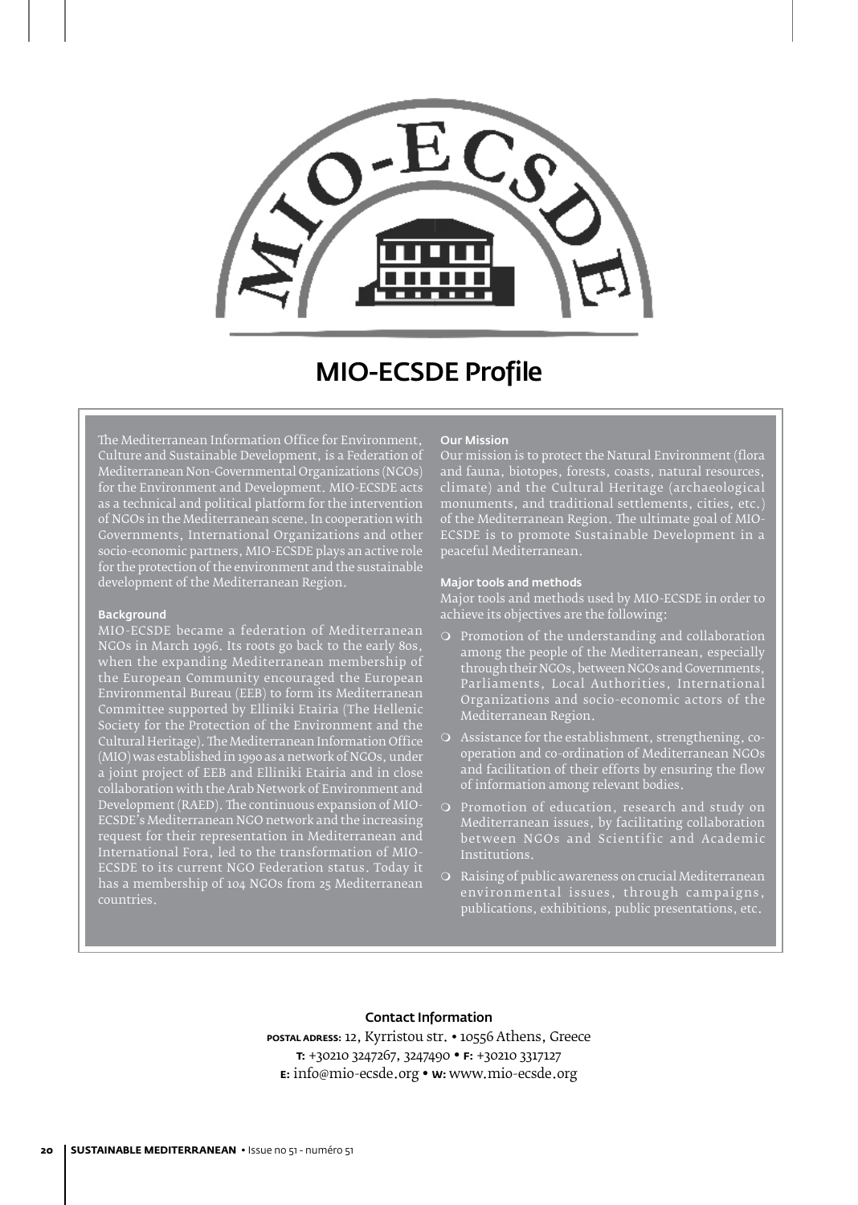# MIO-ECSDE Profile

The Mediterranean Information Office for Environment, Culture and Sustainable Development, is a Federation of Mediterranean Non-Governmental Organizations (NGOs) for the Environment and Development. MIO-ECSDE acts as a technical and political platform for the intervention of NGOs in the Mediterranean scene. In cooperation with Governments, International Organizations and other socio-economic partners, MIO-ECSDE plays an active role for the protection of the environment and the sustainable development of the Mediterranean Region.

### Background

MIO-ECSDE became a federation of Mediterranean NGOs in March 1996. Its roots go back to the early 80s, when the expanding Mediterranean membership of the European Community encouraged the European Environmental Bureau (EEB) to form its Mediterranean Committee supported by Elliniki Etairia (The Hellenic Society for the Protection of the Environment and the Cultural Heritage). The Mediterranean Information Office (MIO) was established in 1990 as a network of NGOs, under a joint project of EEB and Elliniki Etairia and in close collaboration with the Arab Network of Environment and Development (RAED). The continuous expansion of MIO-ECSDE's Mediterranean NGO network and the increasing request for their representation in Mediterranean and International Fora, led to the transformation of MIO-ECSDE to its current NGO Federation status. Today it has a membership of 104 NGOs from 25 Mediterranean countries.

### Our Mission

Our mission is to protect the Natural Environment (flora and fauna, biotopes, forests, coasts, natural resources, climate) and the Cultural Heritage (archaeological monuments, and traditional settlements, cities, etc.) of the Mediterranean Region. The ultimate goal of MIO-ECSDE is to promote Sustainable Development in a peaceful Mediterranean.

### Major tools and methods

Major tools and methods used by MIO-ECSDE in order to achieve its objectives are the following:

- Promotion of the understanding and collaboration among the people of the Mediterranean, especially through their NGOs, between NGOs and Governments, Parliaments, Local Authorities, International Organizations and socio-economic actors of the Mediterranean Region.
- Assistance for the establishment, strengthening, co-operation and co-ordination of Mediterranean NGOs and facilitation of their efforts by ensuring the flow of information among relevant bodies.
- Promotion of education, research and study on Mediterranean issues, by facilitating collaboration between NGOs and Scientific and Academic Institutions.
- Raising of public awareness on crucial Mediterranean environmental issues, through campaigns, publications, exhibitions, public presentations, etc.

**Contact Information**

**POSTAL ADRESS:** 12, Kyrristou str. • 10556 Athens, Greece
**T:** +30210 3247267, 3247490 • **F:** +30210 3317127
**E:** info@mio-ecsde.org • **W:** www.mio-ecsde.org